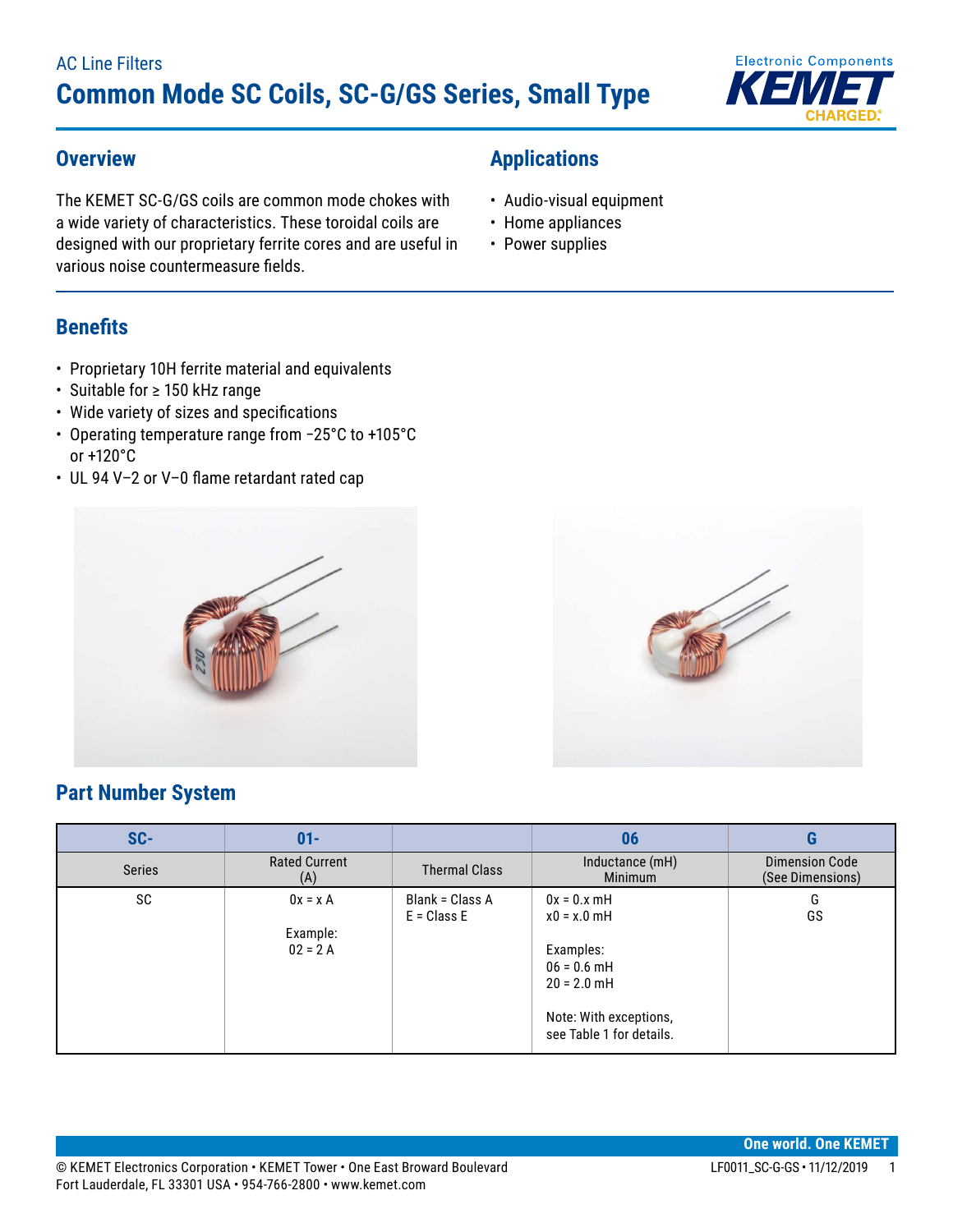AC Line Filters

# Common Mode SC Coils, SC-G/GS Series, Small Type

## Overview

The KEMET SC-G/GS coils are common mode chokes with a wide variety of characteristics. These toroidal coils are designed with our proprietary ferrite cores and are useful in various noise countermeasure fields.

## Applications

- Audio-visual equipment
- Home appliances
- Power supplies

## Benefits

- Proprietary 10H ferrite material and equivalents
- Suitable for ≥ 150 kHz range
- Wide variety of sizes and specifications
- Operating temperature range from −25°C to +105°C or +120°C
- UL 94 V–2 or V–0 flame retardant rated cap

## Part Number System

| SC- | 01- | | 06 | G |
|---|---|---|---|---|
| Series | Rated Current (A) | Thermal Class | Inductance (mH) Minimum | Dimension Code (See Dimensions) |
| SC | 0x = x A<br><br>Example:<br>02 = 2 A | Blank = Class A<br>E = Class E | 0x = 0.x mH<br>x0 = x.0 mH<br><br>Examples:<br>06 = 0.6 mH<br>20 = 2.0 mH<br><br>Note: With exceptions, see Table 1 for details. | G<br>GS |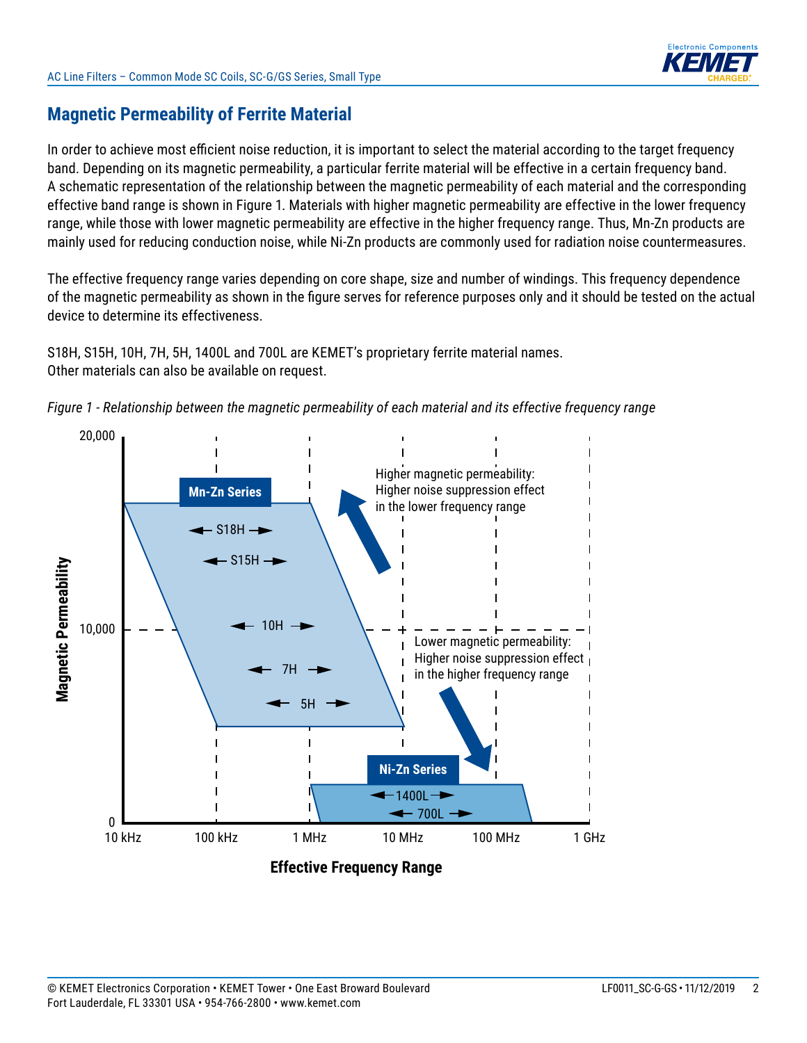## Magnetic Permeability of Ferrite Material

In order to achieve most efficient noise reduction, it is important to select the material according to the target frequency band. Depending on its magnetic permeability, a particular ferrite material will be effective in a certain frequency band. A schematic representation of the relationship between the magnetic permeability of each material and the corresponding effective band range is shown in Figure 1. Materials with higher magnetic permeability are effective in the lower frequency range, while those with lower magnetic permeability are effective in the higher frequency range. Thus, Mn-Zn products are mainly used for reducing conduction noise, while Ni-Zn products are commonly used for radiation noise countermeasures.

The effective frequency range varies depending on core shape, size and number of windings. This frequency dependence of the magnetic permeability as shown in the figure serves for reference purposes only and it should be tested on the actual device to determine its effectiveness.

S18H, S15H, 10H, 7H, 5H, 1400L and 700L are KEMET's proprietary ferrite material names.
Other materials can also be available on request.

*Figure 1 - Relationship between the magnetic permeability of each material and its effective frequency range*

Magnetic Permeability: 0, 10,000, 20,000

Mn-Zn Series: S18H, S15H, 10H, 7H, 5H

Higher magnetic permeability: Higher noise suppression effect in the lower frequency range

Lower magnetic permeability: Higher noise suppression effect in the higher frequency range

Ni-Zn Series: 1400L, 700L

10 kHz, 100 kHz, 1 MHz, 10 MHz, 100 MHz, 1 GHz

Effective Frequency Range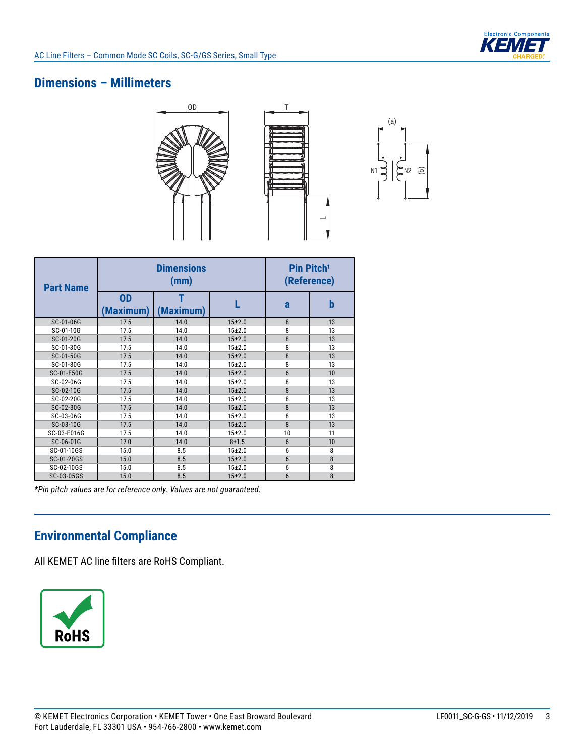## Dimensions – Millimeters

| Part Name | Dimensions (mm) | | | Pin Pitch[1] (Reference) | |
|---|---|---|---|---|---|
| | OD (Maximum) | T (Maximum) | L | a | b |
| SC-01-06G | 17.5 | 14.0 | 15±2.0 | 8 | 13 |
| SC-01-10G | 17.5 | 14.0 | 15±2.0 | 8 | 13 |
| SC-01-20G | 17.5 | 14.0 | 15±2.0 | 8 | 13 |
| SC-01-30G | 17.5 | 14.0 | 15±2.0 | 8 | 13 |
| SC-01-50G | 17.5 | 14.0 | 15±2.0 | 8 | 13 |
| SC-01-80G | 17.5 | 14.0 | 15±2.0 | 8 | 13 |
| SC-01-E50G | 17.5 | 14.0 | 15±2.0 | 6 | 10 |
| SC-02-06G | 17.5 | 14.0 | 15±2.0 | 8 | 13 |
| SC-02-10G | 17.5 | 14.0 | 15±2.0 | 8 | 13 |
| SC-02-20G | 17.5 | 14.0 | 15±2.0 | 8 | 13 |
| SC-02-30G | 17.5 | 14.0 | 15±2.0 | 8 | 13 |
| SC-03-06G | 17.5 | 14.0 | 15±2.0 | 8 | 13 |
| SC-03-10G | 17.5 | 14.0 | 15±2.0 | 8 | 13 |
| SC-03-E016G | 17.5 | 14.0 | 15±2.0 | 10 | 11 |
| SC-06-01G | 17.0 | 14.0 | 8±1.5 | 6 | 10 |
| SC-01-10GS | 15.0 | 8.5 | 15±2.0 | 6 | 8 |
| SC-01-20GS | 15.0 | 8.5 | 15±2.0 | 6 | 8 |
| SC-02-10GS | 15.0 | 8.5 | 15±2.0 | 6 | 8 |
| SC-03-05GS | 15.0 | 8.5 | 15±2.0 | 6 | 8 |

*Pin pitch values are for reference only. Values are not guaranteed.*

## Environmental Compliance

All KEMET AC line filters are RoHS Compliant.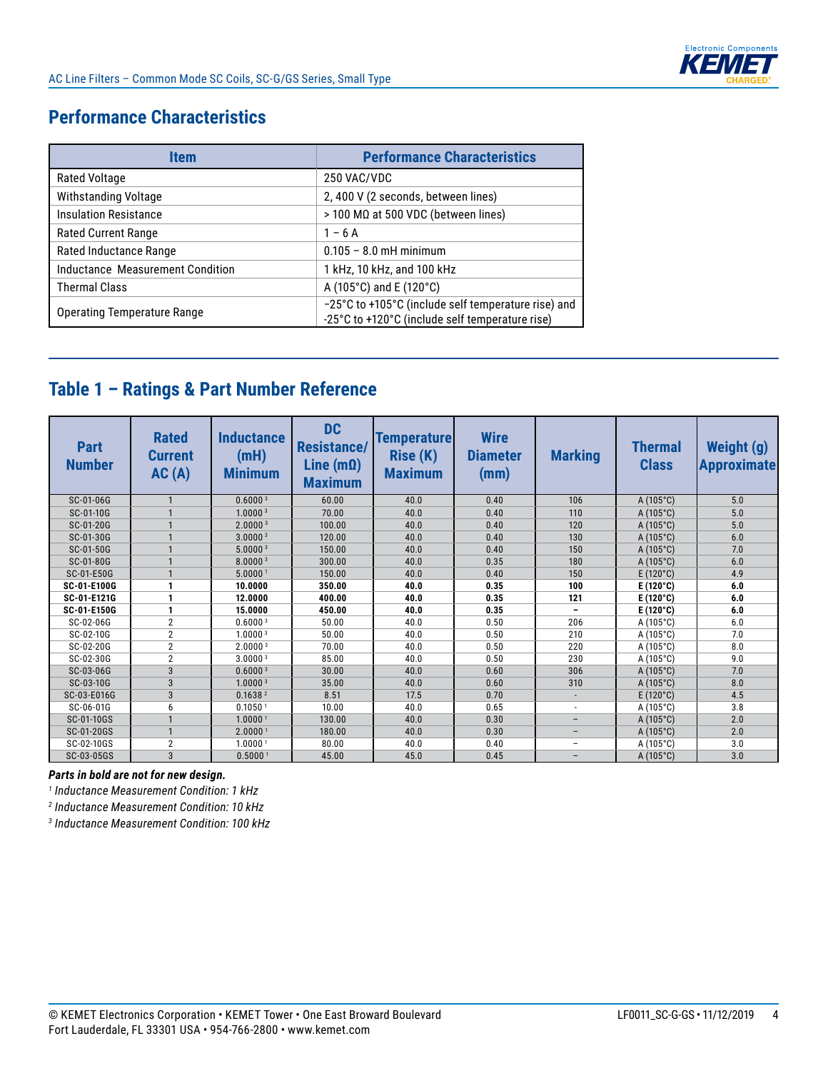## Performance Characteristics

| Item | Performance Characteristics |
|---|---|
| Rated Voltage | 250 VAC/VDC |
| Withstanding Voltage | 2, 400 V (2 seconds, between lines) |
| Insulation Resistance | > 100 MΩ at 500 VDC (between lines) |
| Rated Current Range | 1 – 6 A |
| Rated Inductance Range | 0.105 – 8.0 mH minimum |
| Inductance Measurement Condition | 1 kHz, 10 kHz, and 100 kHz |
| Thermal Class | A (105°C) and E (120°C) |
| Operating Temperature Range | −25°C to +105°C (include self temperature rise) and -25°C to +120°C (include self temperature rise) |

## Table 1 – Ratings & Part Number Reference

| Part Number | Rated Current AC (A) | Inductance (mH) Minimum | DC Resistance/ Line (mΩ) Maximum | Temperature Rise (K) Maximum | Wire Diameter (mm) | Marking | Thermal Class | Weight (g) Approximate |
|---|---|---|---|---|---|---|---|---|
| SC-01-06G | 1 | 0.6000 [3] | 60.00 | 40.0 | 0.40 | 106 | A (105°C) | 5.0 |
| SC-01-10G | 1 | 1.0000 [3] | 70.00 | 40.0 | 0.40 | 110 | A (105°C) | 5.0 |
| SC-01-20G | 1 | 2.0000 [3] | 100.00 | 40.0 | 0.40 | 120 | A (105°C) | 5.0 |
| SC-01-30G | 1 | 3.0000 [3] | 120.00 | 40.0 | 0.40 | 130 | A (105°C) | 6.0 |
| SC-01-50G | 1 | 5.0000 [3] | 150.00 | 40.0 | 0.40 | 150 | A (105°C) | 7.0 |
| SC-01-80G | 1 | 8.0000 [3] | 300.00 | 40.0 | 0.35 | 180 | A (105°C) | 6.0 |
| SC-01-E50G | 1 | 5.0000 [1] | 150.00 | 40.0 | 0.40 | 150 | E (120°C) | 4.9 |
| **SC-01-E100G** | **1** | **10.0000** | **350.00** | **40.0** | **0.35** | **100** | **E (120°C)** | **6.0** |
| **SC-01-E121G** | **1** | **12.0000** | **400.00** | **40.0** | **0.35** | **121** | **E (120°C)** | **6.0** |
| **SC-01-E150G** | **1** | **15.0000** | **450.00** | **40.0** | **0.35** | **–** | **E (120°C)** | **6.0** |
| SC-02-06G | 2 | 0.6000 [3] | 50.00 | 40.0 | 0.50 | 206 | A (105°C) | 6.0 |
| SC-02-10G | 2 | 1.0000 [3] | 50.00 | 40.0 | 0.50 | 210 | A (105°C) | 7.0 |
| SC-02-20G | 2 | 2.0000 [3] | 70.00 | 40.0 | 0.50 | 220 | A (105°C) | 8.0 |
| SC-02-30G | 2 | 3.0000 [3] | 85.00 | 40.0 | 0.50 | 230 | A (105°C) | 9.0 |
| SC-03-06G | 3 | 0.6000 [3] | 30.00 | 40.0 | 0.60 | 306 | A (105°C) | 7.0 |
| SC-03-10G | 3 | 1.0000 [3] | 35.00 | 40.0 | 0.60 | 310 | A (105°C) | 8.0 |
| SC-03-E016G | 3 | 0.1638 [2] | 8.51 | 17.5 | 0.70 | - | E (120°C) | 4.5 |
| SC-06-01G | 6 | 0.1050 [1] | 10.00 | 40.0 | 0.65 | - | A (105°C) | 3.8 |
| SC-01-10GS | 1 | 1.0000 [1] | 130.00 | 40.0 | 0.30 | – | A (105°C) | 2.0 |
| SC-01-20GS | 1 | 2.0000 [1] | 180.00 | 40.0 | 0.30 | – | A (105°C) | 2.0 |
| SC-02-10GS | 2 | 1.0000 [1] | 80.00 | 40.0 | 0.40 | – | A (105°C) | 3.0 |
| SC-03-05GS | 3 | 0.5000 [1] | 45.00 | 45.0 | 0.45 | – | A (105°C) | 3.0 |

***Parts in bold are not for new design.***

[1] *Inductance Measurement Condition: 1 kHz*

[2] *Inductance Measurement Condition: 10 kHz*

[3] *Inductance Measurement Condition: 100 kHz*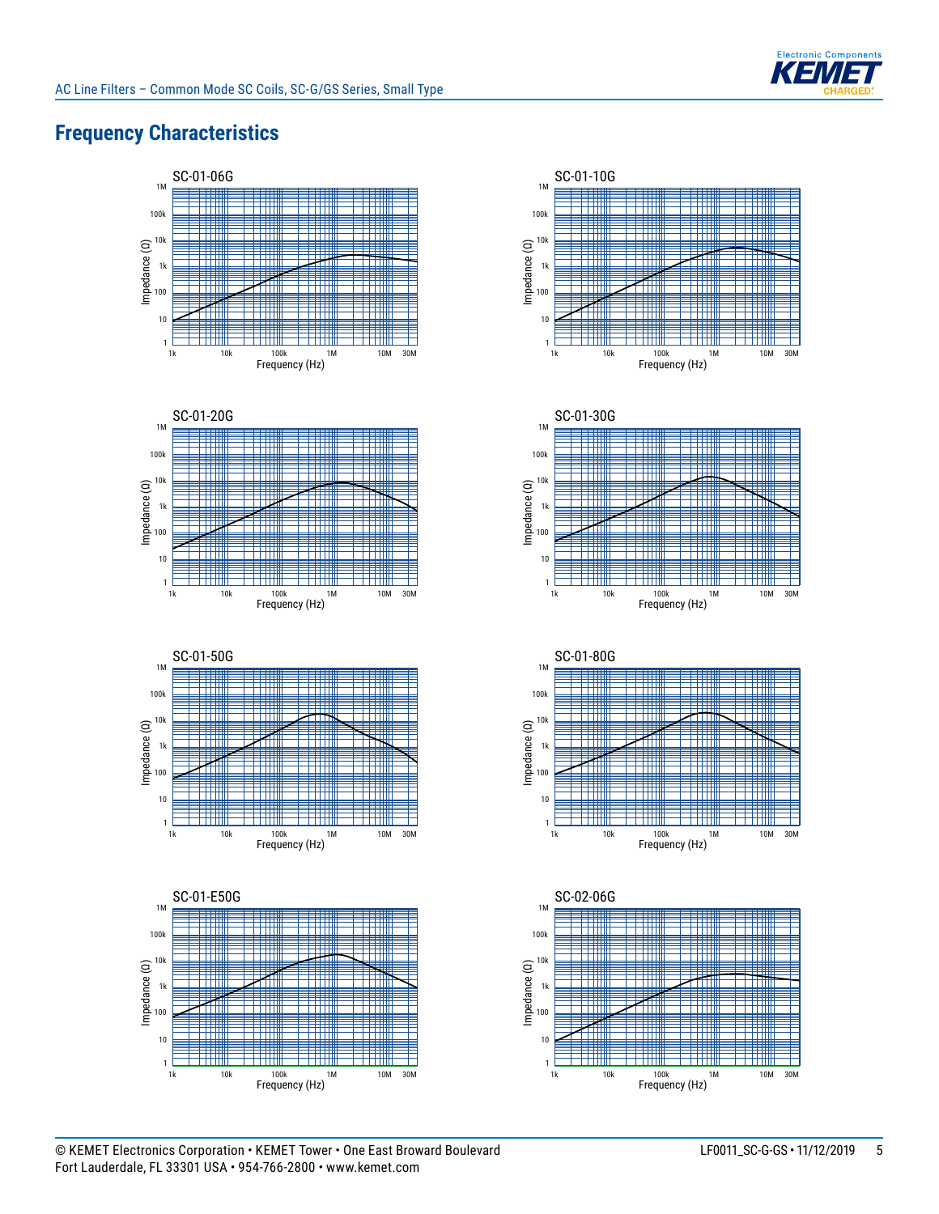## Frequency Characteristics

SC-01-06G

Impedance (Ω): 1, 10, 100, 1k, 10k, 100k, 1M
Frequency (Hz): 1k, 10k, 100k, 1M, 10M, 30M

SC-01-10G

Impedance (Ω): 1, 10, 100, 1k, 10k, 100k, 1M
Frequency (Hz): 1k, 10k, 100k, 1M, 10M, 30M

SC-01-20G

Impedance (Ω): 1, 10, 100, 1k, 10k, 100k, 1M
Frequency (Hz): 1k, 10k, 100k, 1M, 10M, 30M

SC-01-30G

Impedance (Ω): 1, 10, 100, 1k, 10k, 100k, 1M
Frequency (Hz): 1k, 10k, 100k, 1M, 10M, 30M

SC-01-50G

Impedance (Ω): 1, 10, 100, 1k, 10k, 100k, 1M
Frequency (Hz): 1k, 10k, 100k, 1M, 10M, 30M

SC-01-80G

Impedance (Ω): 1, 10, 100, 1k, 10k, 100k, 1M
Frequency (Hz): 1k, 10k, 100k, 1M, 10M, 30M

SC-01-E50G

Impedance (Ω): 1, 10, 100, 1k, 10k, 100k, 1M
Frequency (Hz): 1k, 10k, 100k, 1M, 10M, 30M

SC-02-06G

Impedance (Ω): 1, 10, 100, 1k, 10k, 100k, 1M
Frequency (Hz): 1k, 10k, 100k, 1M, 10M, 30M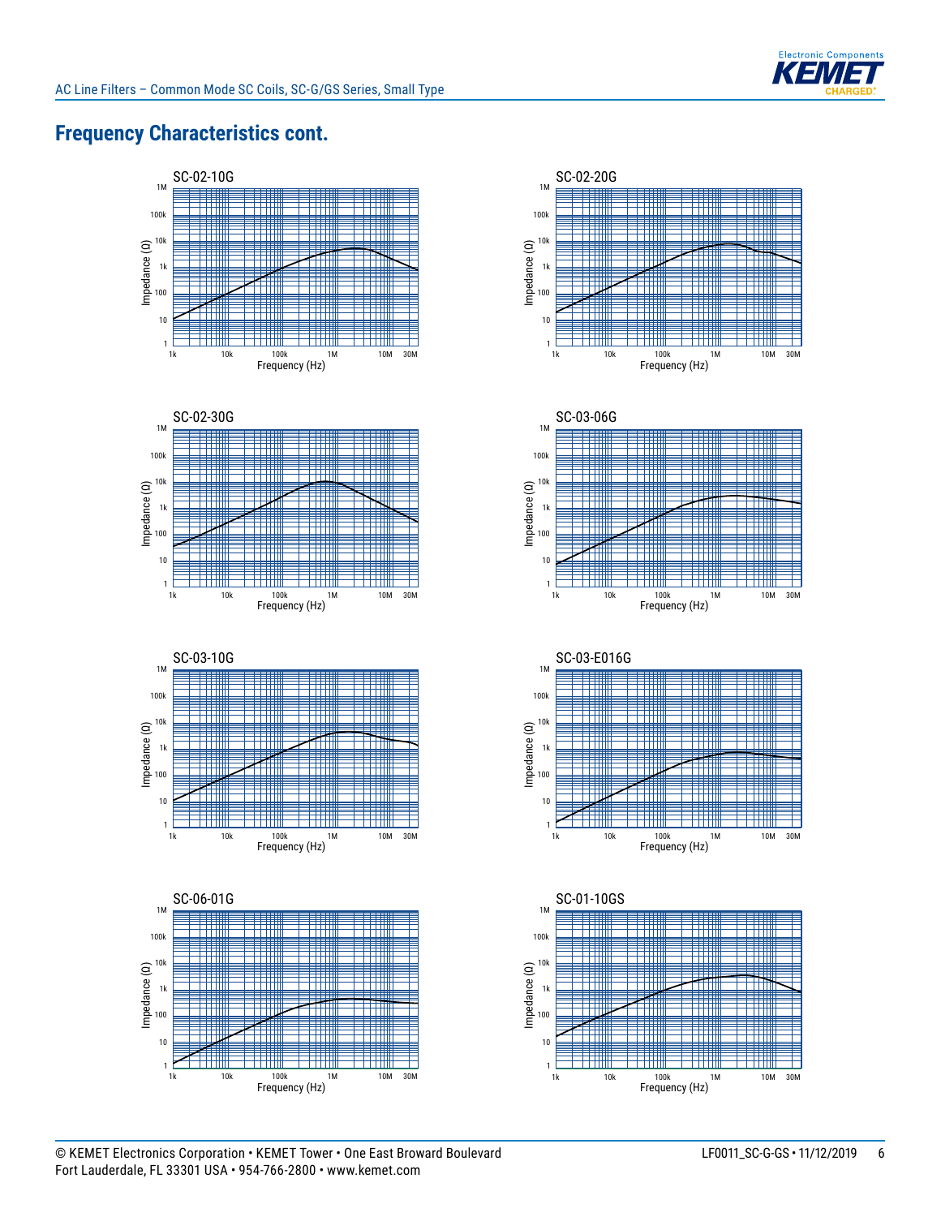## Frequency Characteristics cont.

SC-02-10G

SC-02-20G

SC-02-30G

SC-03-06G

SC-03-10G

SC-03-E016G

SC-06-01G

SC-01-10GS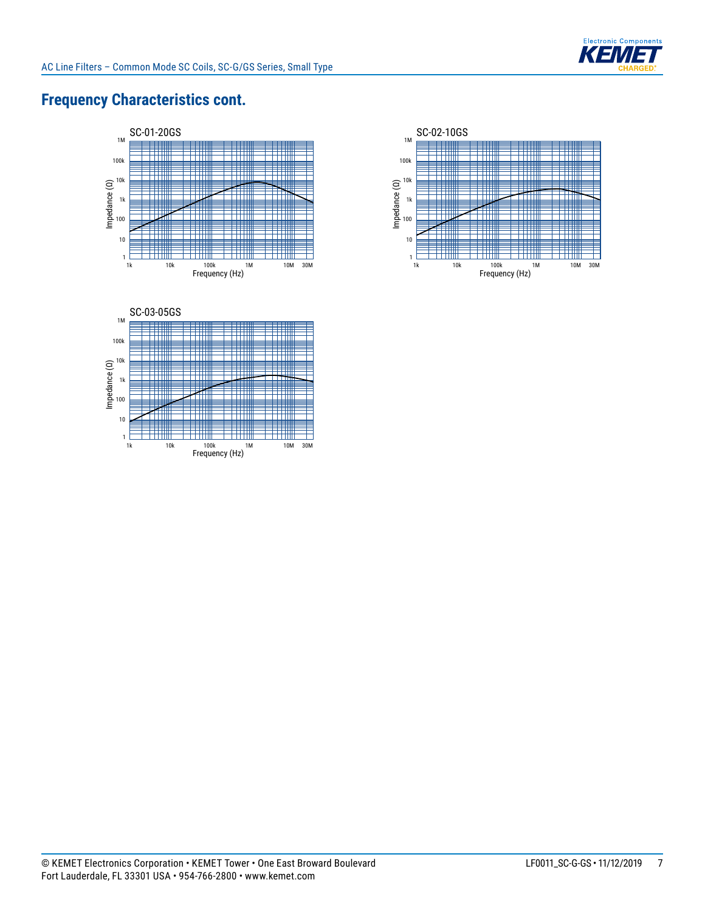## Frequency Characteristics cont.

SC-01-20GS

Impedance (Ω)

Frequency (Hz)

SC-02-10GS

Impedance (Ω)

Frequency (Hz)

SC-03-05GS

Impedance (Ω)

Frequency (Hz)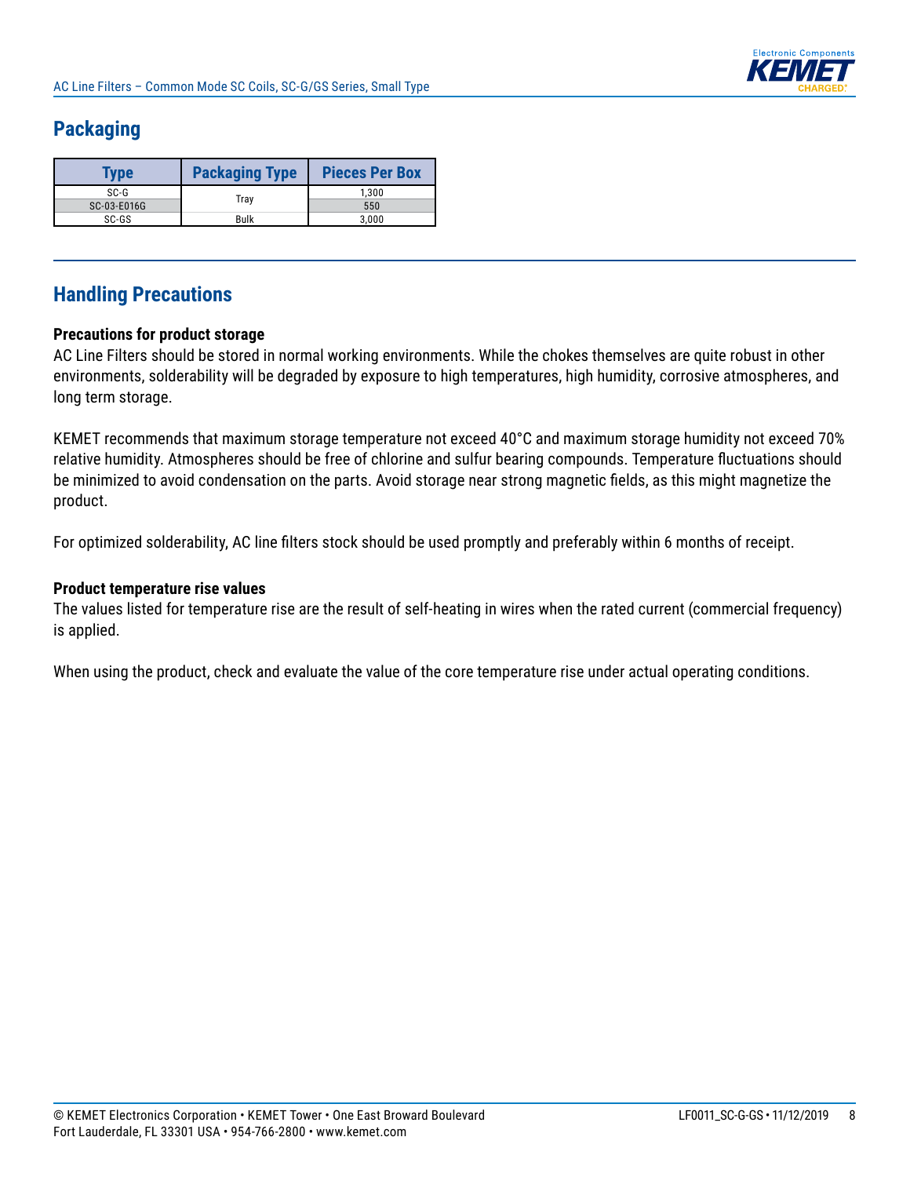## Packaging

| Type | Packaging Type | Pieces Per Box |
|---|---|---|
| SC-G | Tray | 1,300 |
| SC-03-E016G | | 550 |
| SC-GS | Bulk | 3,000 |

## Handling Precautions

**Precautions for product storage**

AC Line Filters should be stored in normal working environments. While the chokes themselves are quite robust in other environments, solderability will be degraded by exposure to high temperatures, high humidity, corrosive atmospheres, and long term storage.

KEMET recommends that maximum storage temperature not exceed 40°C and maximum storage humidity not exceed 70% relative humidity. Atmospheres should be free of chlorine and sulfur bearing compounds. Temperature fluctuations should be minimized to avoid condensation on the parts. Avoid storage near strong magnetic fields, as this might magnetize the product.

For optimized solderability, AC line filters stock should be used promptly and preferably within 6 months of receipt.

**Product temperature rise values**

The values listed for temperature rise are the result of self-heating in wires when the rated current (commercial frequency) is applied.

When using the product, check and evaluate the value of the core temperature rise under actual operating conditions.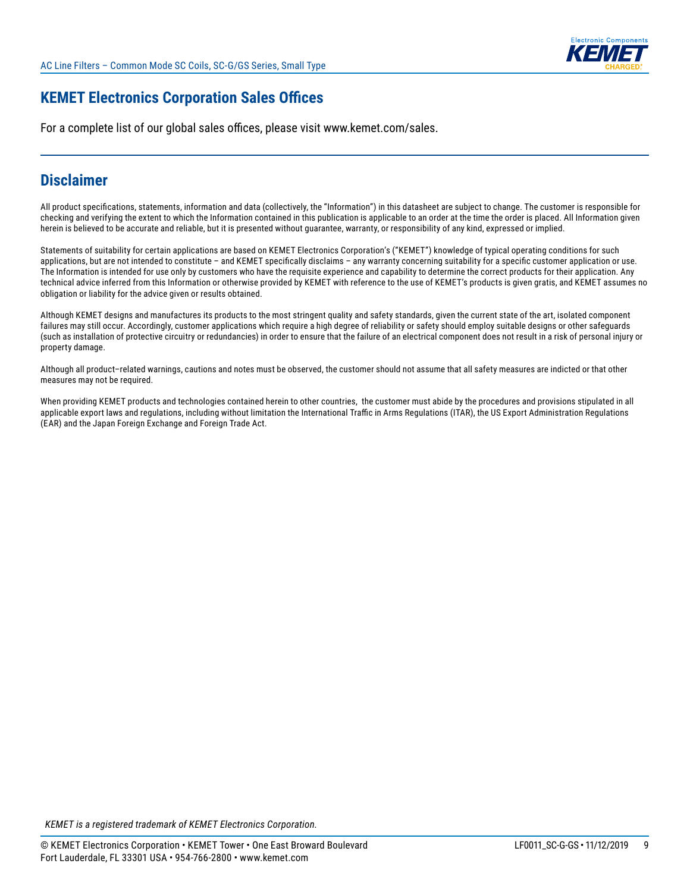## KEMET Electronics Corporation Sales Offices

For a complete list of our global sales offices, please visit www.kemet.com/sales.

## Disclaimer

All product specifications, statements, information and data (collectively, the "Information") in this datasheet are subject to change. The customer is responsible for checking and verifying the extent to which the Information contained in this publication is applicable to an order at the time the order is placed. All Information given herein is believed to be accurate and reliable, but it is presented without guarantee, warranty, or responsibility of any kind, expressed or implied.

Statements of suitability for certain applications are based on KEMET Electronics Corporation's ("KEMET") knowledge of typical operating conditions for such applications, but are not intended to constitute – and KEMET specifically disclaims – any warranty concerning suitability for a specific customer application or use. The Information is intended for use only by customers who have the requisite experience and capability to determine the correct products for their application. Any technical advice inferred from this Information or otherwise provided by KEMET with reference to the use of KEMET's products is given gratis, and KEMET assumes no obligation or liability for the advice given or results obtained.

Although KEMET designs and manufactures its products to the most stringent quality and safety standards, given the current state of the art, isolated component failures may still occur. Accordingly, customer applications which require a high degree of reliability or safety should employ suitable designs or other safeguards (such as installation of protective circuitry or redundancies) in order to ensure that the failure of an electrical component does not result in a risk of personal injury or property damage.

Although all product–related warnings, cautions and notes must be observed, the customer should not assume that all safety measures are indicted or that other measures may not be required.

When providing KEMET products and technologies contained herein to other countries, the customer must abide by the procedures and provisions stipulated in all applicable export laws and regulations, including without limitation the International Traffic in Arms Regulations (ITAR), the US Export Administration Regulations (EAR) and the Japan Foreign Exchange and Foreign Trade Act.

*KEMET is a registered trademark of KEMET Electronics Corporation.*